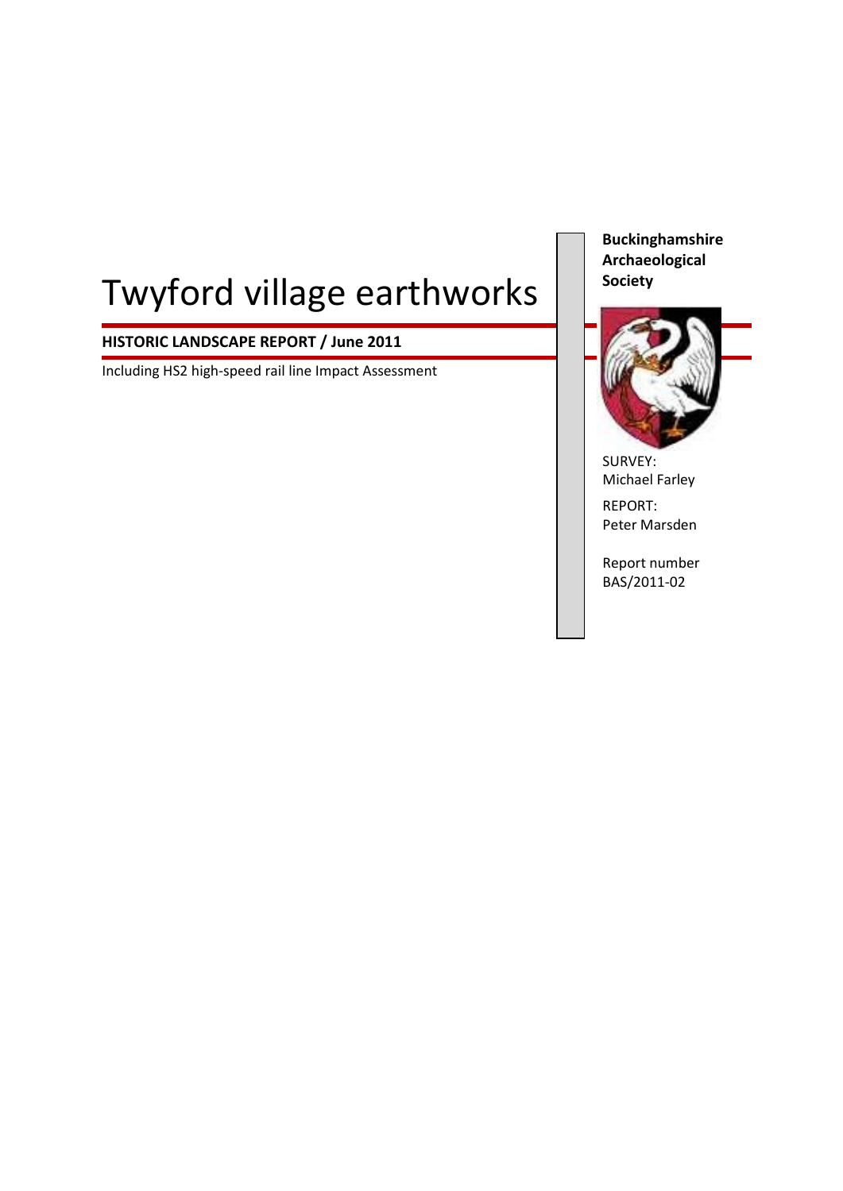# Twyford village earthworks

**HISTORIC LANDSCAPE REPORT / June 2011**

Including HS2 high-speed rail line Impact Assessment

**Buckinghamshire Archaeological Society**

SURVEY:
Michael Farley

REPORT:
Peter Marsden

Report number
BAS/2011-02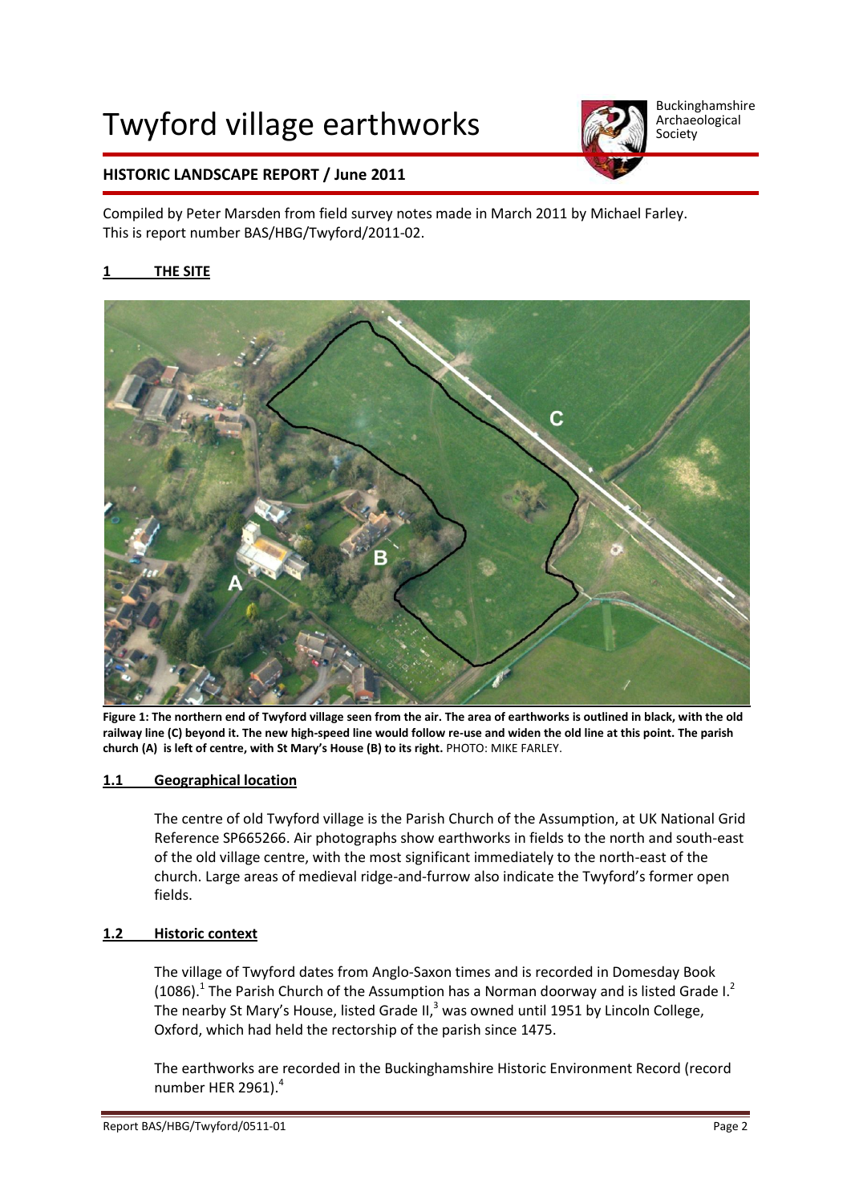# Twyford village earthworks

Buckinghamshire Archaeological Society

## HISTORIC LANDSCAPE REPORT / June 2011

Compiled by Peter Marsden from field survey notes made in March 2011 by Michael Farley. This is report number BAS/HBG/Twyford/2011-02.

## 1 THE SITE

**Figure 1: The northern end of Twyford village seen from the air. The area of earthworks is outlined in black, with the old railway line (C) beyond it. The new high-speed line would follow re-use and widen the old line at this point. The parish church (A) is left of centre, with St Mary's House (B) to its right.** PHOTO: MIKE FARLEY.

### 1.1 Geographical location

The centre of old Twyford village is the Parish Church of the Assumption, at UK National Grid Reference SP665266. Air photographs show earthworks in fields to the north and south-east of the old village centre, with the most significant immediately to the north-east of the church. Large areas of medieval ridge-and-furrow also indicate the Twyford's former open fields.

### 1.2 Historic context

The village of Twyford dates from Anglo-Saxon times and is recorded in Domesday Book (1086).[1] The Parish Church of the Assumption has a Norman doorway and is listed Grade I.[2] The nearby St Mary's House, listed Grade II,[3] was owned until 1951 by Lincoln College, Oxford, which had held the rectorship of the parish since 1475.

The earthworks are recorded in the Buckinghamshire Historic Environment Record (record number HER 2961).[4]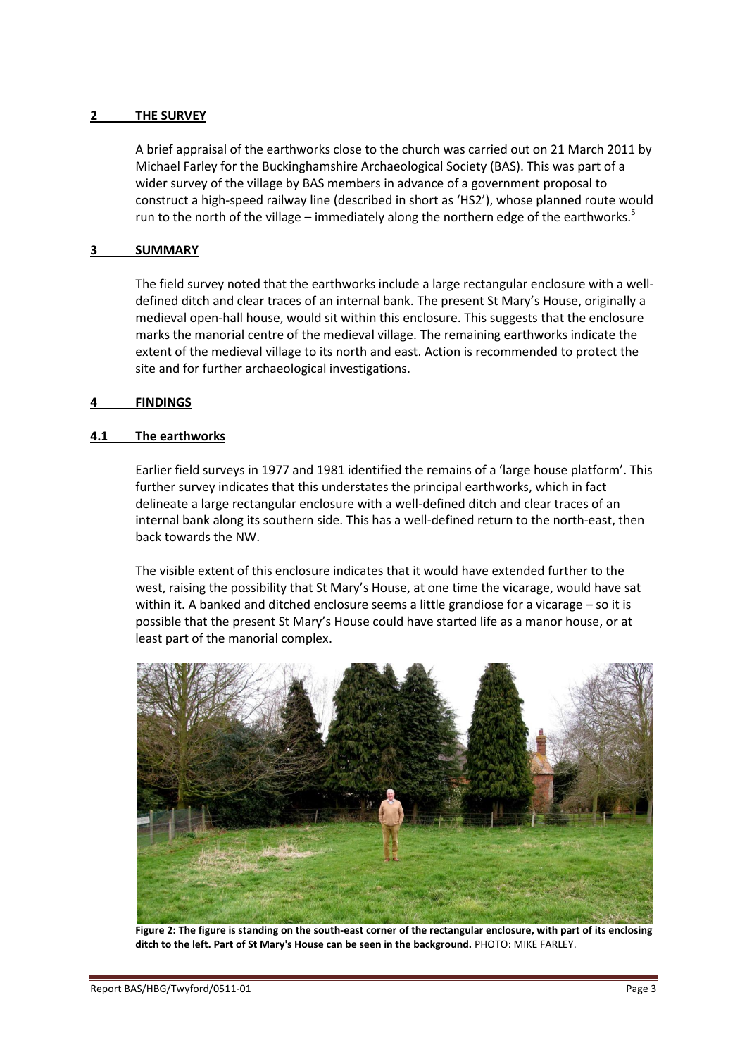## 2 THE SURVEY

A brief appraisal of the earthworks close to the church was carried out on 21 March 2011 by Michael Farley for the Buckinghamshire Archaeological Society (BAS). This was part of a wider survey of the village by BAS members in advance of a government proposal to construct a high-speed railway line (described in short as 'HS2'), whose planned route would run to the north of the village – immediately along the northern edge of the earthworks.[5]

## 3 SUMMARY

The field survey noted that the earthworks include a large rectangular enclosure with a well-defined ditch and clear traces of an internal bank. The present St Mary's House, originally a medieval open-hall house, would sit within this enclosure. This suggests that the enclosure marks the manorial centre of the medieval village. The remaining earthworks indicate the extent of the medieval village to its north and east. Action is recommended to protect the site and for further archaeological investigations.

## 4 FINDINGS

### 4.1 The earthworks

Earlier field surveys in 1977 and 1981 identified the remains of a 'large house platform'. This further survey indicates that this understates the principal earthworks, which in fact delineate a large rectangular enclosure with a well-defined ditch and clear traces of an internal bank along its southern side. This has a well-defined return to the north-east, then back towards the NW.

The visible extent of this enclosure indicates that it would have extended further to the west, raising the possibility that St Mary's House, at one time the vicarage, would have sat within it. A banked and ditched enclosure seems a little grandiose for a vicarage – so it is possible that the present St Mary's House could have started life as a manor house, or at least part of the manorial complex.

**Figure 2: The figure is standing on the south-east corner of the rectangular enclosure, with part of its enclosing ditch to the left. Part of St Mary's House can be seen in the background.** PHOTO: MIKE FARLEY.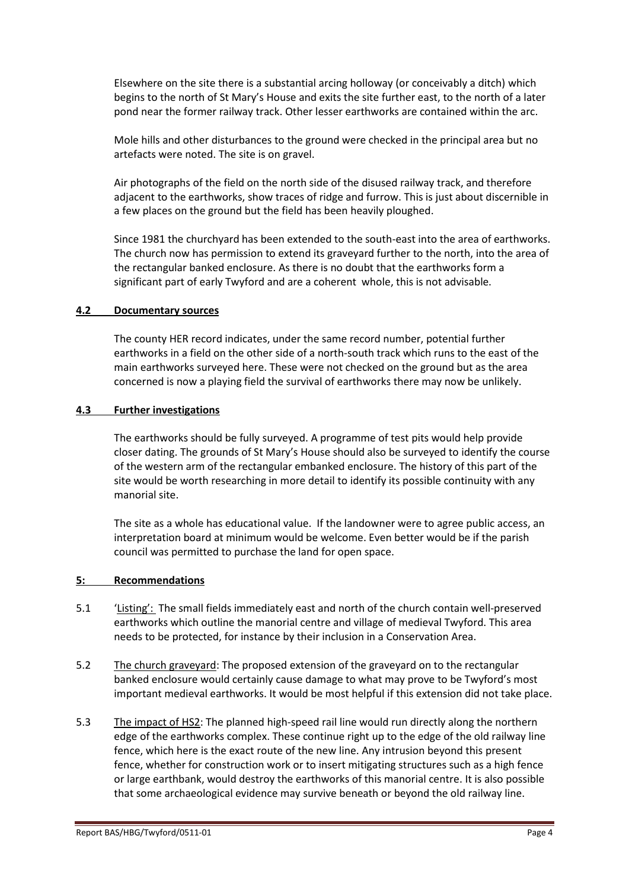Elsewhere on the site there is a substantial arcing holloway (or conceivably a ditch) which begins to the north of St Mary's House and exits the site further east, to the north of a later pond near the former railway track. Other lesser earthworks are contained within the arc.

Mole hills and other disturbances to the ground were checked in the principal area but no artefacts were noted. The site is on gravel.

Air photographs of the field on the north side of the disused railway track, and therefore adjacent to the earthworks, show traces of ridge and furrow. This is just about discernible in a few places on the ground but the field has been heavily ploughed.

Since 1981 the churchyard has been extended to the south-east into the area of earthworks. The church now has permission to extend its graveyard further to the north, into the area of the rectangular banked enclosure. As there is no doubt that the earthworks form a significant part of early Twyford and are a coherent whole, this is not advisable.

### 4.2 Documentary sources

The county HER record indicates, under the same record number, potential further earthworks in a field on the other side of a north-south track which runs to the east of the main earthworks surveyed here. These were not checked on the ground but as the area concerned is now a playing field the survival of earthworks there may now be unlikely.

### 4.3 Further investigations

The earthworks should be fully surveyed. A programme of test pits would help provide closer dating. The grounds of St Mary's House should also be surveyed to identify the course of the western arm of the rectangular embanked enclosure. The history of this part of the site would be worth researching in more detail to identify its possible continuity with any manorial site.

The site as a whole has educational value. If the landowner were to agree public access, an interpretation board at minimum would be welcome. Even better would be if the parish council was permitted to purchase the land for open space.

## 5: Recommendations

5.1 'Listing': The small fields immediately east and north of the church contain well-preserved earthworks which outline the manorial centre and village of medieval Twyford. This area needs to be protected, for instance by their inclusion in a Conservation Area.

5.2 The church graveyard: The proposed extension of the graveyard on to the rectangular banked enclosure would certainly cause damage to what may prove to be Twyford's most important medieval earthworks. It would be most helpful if this extension did not take place.

5.3 The impact of HS2: The planned high-speed rail line would run directly along the northern edge of the earthworks complex. These continue right up to the edge of the old railway line fence, which here is the exact route of the new line. Any intrusion beyond this present fence, whether for construction work or to insert mitigating structures such as a high fence or large earthbank, would destroy the earthworks of this manorial centre. It is also possible that some archaeological evidence may survive beneath or beyond the old railway line.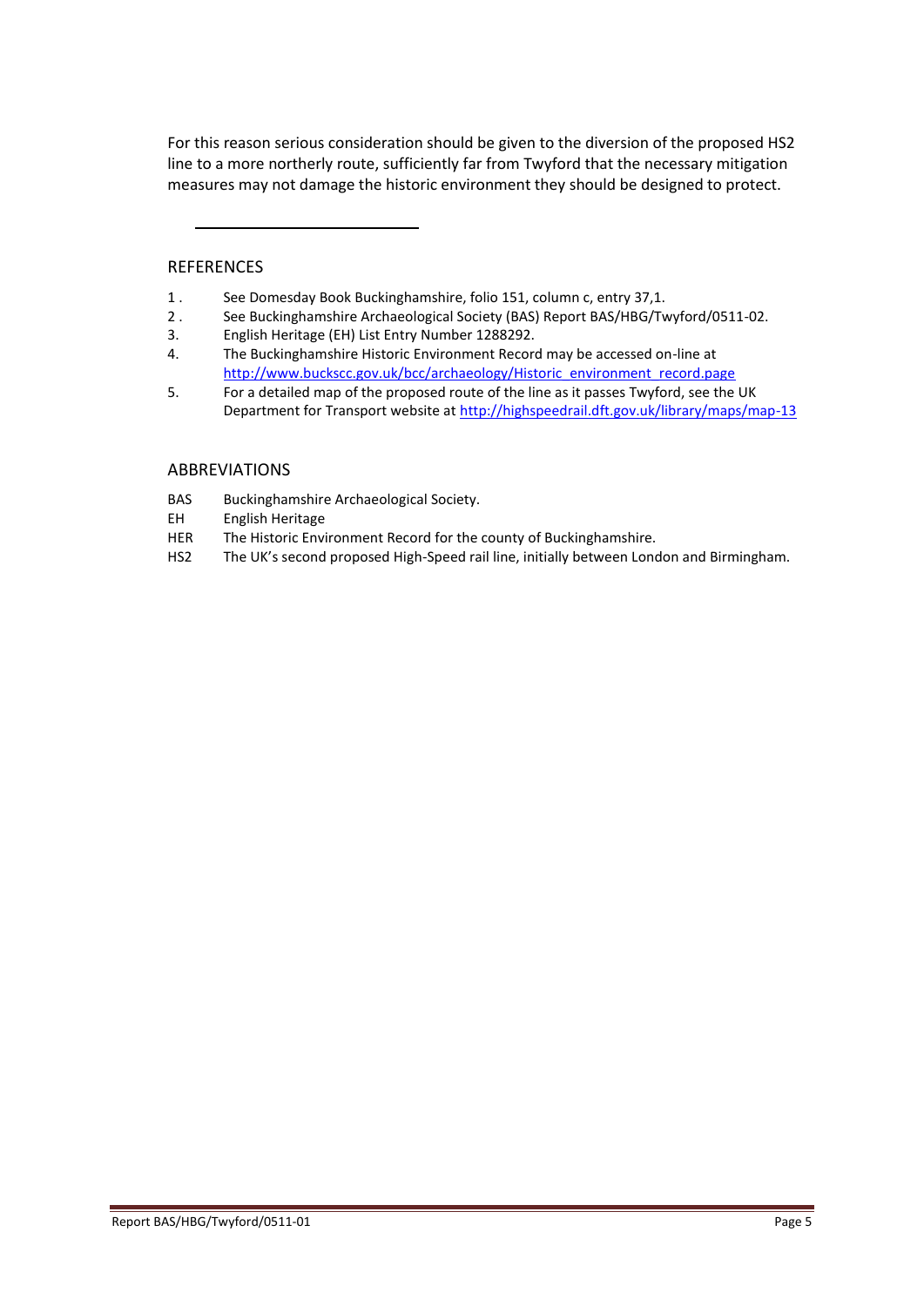For this reason serious consideration should be given to the diversion of the proposed HS2 line to a more northerly route, sufficiently far from Twyford that the necessary mitigation measures may not damage the historic environment they should be designed to protect.

---

## REFERENCES

1. See Domesday Book Buckinghamshire, folio 151, column c, entry 37,1.
2. See Buckinghamshire Archaeological Society (BAS) Report BAS/HBG/Twyford/0511-02.
3. English Heritage (EH) List Entry Number 1288292.
4. The Buckinghamshire Historic Environment Record may be accessed on-line at http://www.buckscc.gov.uk/bcc/archaeology/Historic_environment_record.page
5. For a detailed map of the proposed route of the line as it passes Twyford, see the UK Department for Transport website at http://highspeedrail.dft.gov.uk/library/maps/map-13

## ABBREVIATIONS

| | |
|---|---|
| BAS | Buckinghamshire Archaeological Society. |
| EH | English Heritage |
| HER | The Historic Environment Record for the county of Buckinghamshire. |
| HS2 | The UK's second proposed High-Speed rail line, initially between London and Birmingham. |